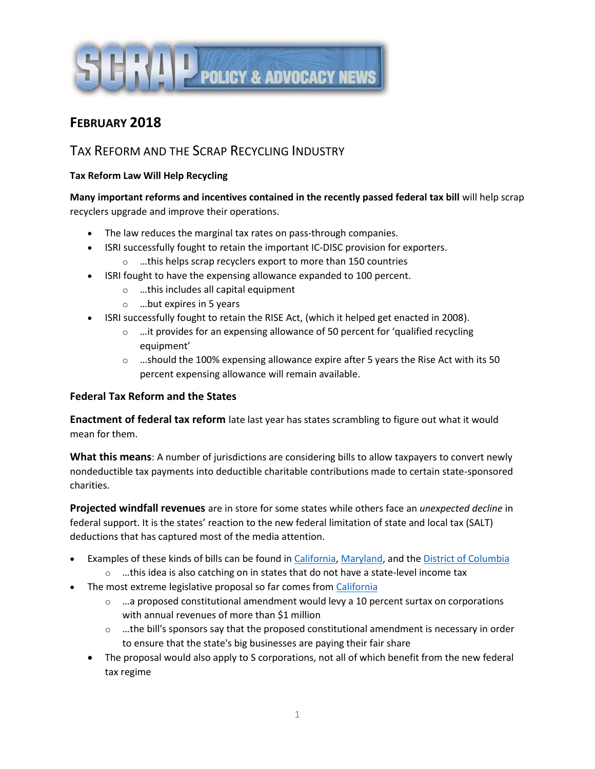# SCRAP POLICY & ADVOCACY NEWS

## February 2018

## Tax Reform and the Scrap Recycling Industry

### Tax Reform Law Will Help Recycling

**Many important reforms and incentives contained in the recently passed federal tax bill** will help scrap recyclers upgrade and improve their operations.

- The law reduces the marginal tax rates on pass-through companies.
- ISRI successfully fought to retain the important IC-DISC provision for exporters.
  - …this helps scrap recyclers export to more than 150 countries
- ISRI fought to have the expensing allowance expanded to 100 percent.
  - …this includes all capital equipment
  - …but expires in 5 years
- ISRI successfully fought to retain the RISE Act, (which it helped get enacted in 2008).
  - …it provides for an expensing allowance of 50 percent for 'qualified recycling equipment'
  - …should the 100% expensing allowance expire after 5 years the Rise Act with its 50 percent expensing allowance will remain available.

### Federal Tax Reform and the States

**Enactment of federal tax reform** late last year has states scrambling to figure out what it would mean for them.

**What this means**: A number of jurisdictions are considering bills to allow taxpayers to convert newly nondeductible tax payments into deductible charitable contributions made to certain state-sponsored charities.

**Projected windfall revenues** are in store for some states while others face an *unexpected decline* in federal support. It is the states' reaction to the new federal limitation of state and local tax (SALT) deductions that has captured most of the media attention.

- Examples of these kinds of bills can be found in California, Maryland, and the District of Columbia
  - …this idea is also catching on in states that do not have a state-level income tax
- The most extreme legislative proposal so far comes from California
  - …a proposed constitutional amendment would levy a 10 percent surtax on corporations with annual revenues of more than $1 million
  - …the bill's sponsors say that the proposed constitutional amendment is necessary in order to ensure that the state's big businesses are paying their fair share
  - The proposal would also apply to S corporations, not all of which benefit from the new federal tax regime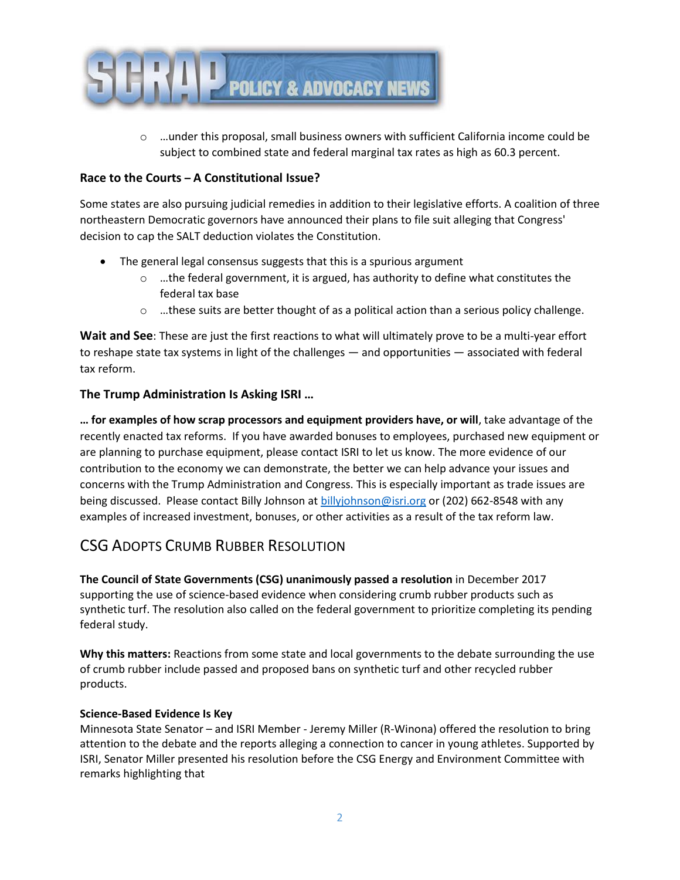- …under this proposal, small business owners with sufficient California income could be subject to combined state and federal marginal tax rates as high as 60.3 percent.

### Race to the Courts – A Constitutional Issue?

Some states are also pursuing judicial remedies in addition to their legislative efforts. A coalition of three northeastern Democratic governors have announced their plans to file suit alleging that Congress' decision to cap the SALT deduction violates the Constitution.

- The general legal consensus suggests that this is a spurious argument
  - …the federal government, it is argued, has authority to define what constitutes the federal tax base
  - …these suits are better thought of as a political action than a serious policy challenge.

**Wait and See**: These are just the first reactions to what will ultimately prove to be a multi-year effort to reshape state tax systems in light of the challenges — and opportunities — associated with federal tax reform.

### The Trump Administration Is Asking ISRI …

**… for examples of how scrap processors and equipment providers have, or will**, take advantage of the recently enacted tax reforms. If you have awarded bonuses to employees, purchased new equipment or are planning to purchase equipment, please contact ISRI to let us know. The more evidence of our contribution to the economy we can demonstrate, the better we can help advance your issues and concerns with the Trump Administration and Congress. This is especially important as trade issues are being discussed. Please contact Billy Johnson at billyjohnson@isri.org or (202) 662-8548 with any examples of increased investment, bonuses, or other activities as a result of the tax reform law.

## CSG Adopts Crumb Rubber Resolution

**The Council of State Governments (CSG) unanimously passed a resolution** in December 2017 supporting the use of science-based evidence when considering crumb rubber products such as synthetic turf. The resolution also called on the federal government to prioritize completing its pending federal study.

**Why this matters:** Reactions from some state and local governments to the debate surrounding the use of crumb rubber include passed and proposed bans on synthetic turf and other recycled rubber products.

#### Science-Based Evidence Is Key

Minnesota State Senator – and ISRI Member - Jeremy Miller (R-Winona) offered the resolution to bring attention to the debate and the reports alleging a connection to cancer in young athletes. Supported by ISRI, Senator Miller presented his resolution before the CSG Energy and Environment Committee with remarks highlighting that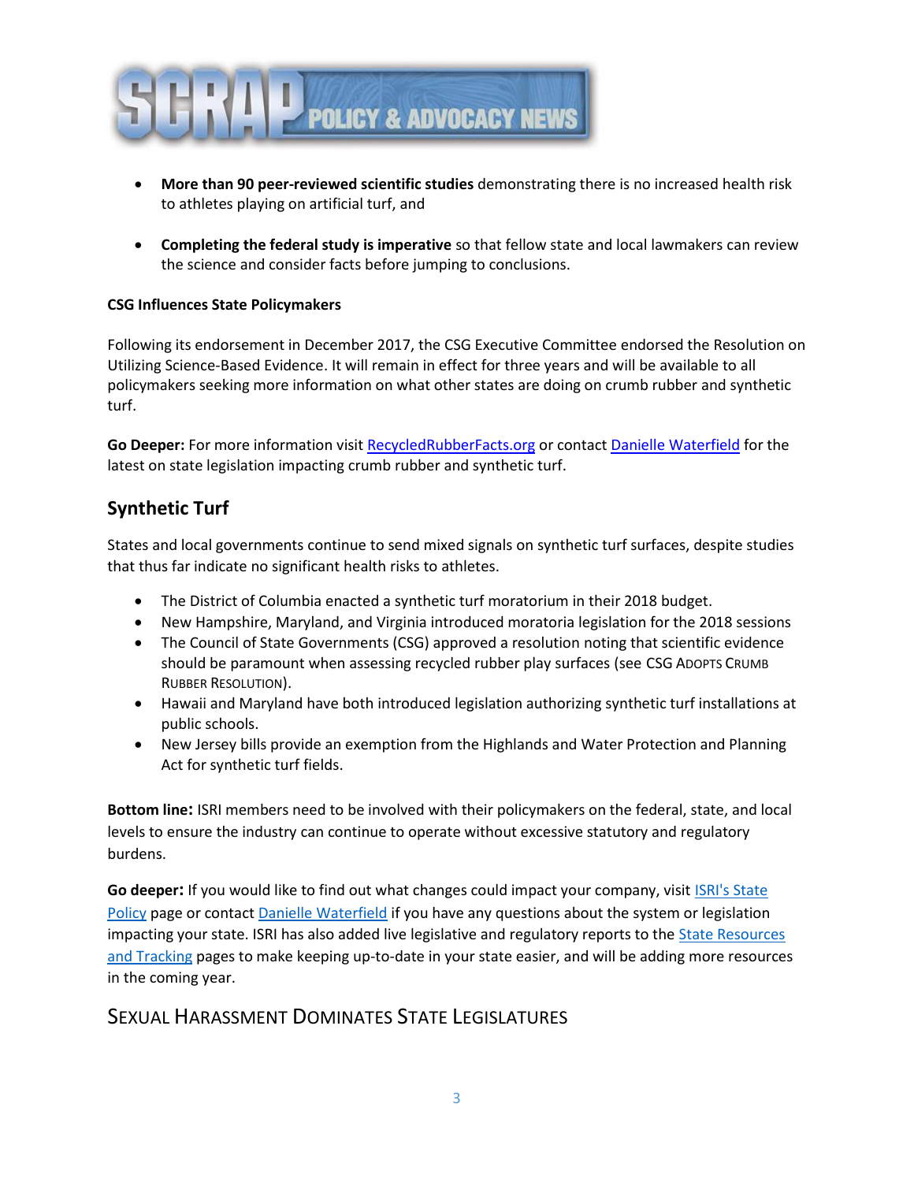- **More than 90 peer-reviewed scientific studies** demonstrating there is no increased health risk to athletes playing on artificial turf, and

- **Completing the federal study is imperative** so that fellow state and local lawmakers can review the science and consider facts before jumping to conclusions.

**CSG Influences State Policymakers**

Following its endorsement in December 2017, the CSG Executive Committee endorsed the Resolution on Utilizing Science-Based Evidence. It will remain in effect for three years and will be available to all policymakers seeking more information on what other states are doing on crumb rubber and synthetic turf.

**Go Deeper:** For more information visit RecycledRubberFacts.org or contact Danielle Waterfield for the latest on state legislation impacting crumb rubber and synthetic turf.

## Synthetic Turf

States and local governments continue to send mixed signals on synthetic turf surfaces, despite studies that thus far indicate no significant health risks to athletes.

- The District of Columbia enacted a synthetic turf moratorium in their 2018 budget.
- New Hampshire, Maryland, and Virginia introduced moratoria legislation for the 2018 sessions
- The Council of State Governments (CSG) approved a resolution noting that scientific evidence should be paramount when assessing recycled rubber play surfaces (see CSG Adopts Crumb Rubber Resolution).
- Hawaii and Maryland have both introduced legislation authorizing synthetic turf installations at public schools.
- New Jersey bills provide an exemption from the Highlands and Water Protection and Planning Act for synthetic turf fields.

**Bottom line:** ISRI members need to be involved with their policymakers on the federal, state, and local levels to ensure the industry can continue to operate without excessive statutory and regulatory burdens.

**Go deeper:** If you would like to find out what changes could impact your company, visit ISRI's State Policy page or contact Danielle Waterfield if you have any questions about the system or legislation impacting your state. ISRI has also added live legislative and regulatory reports to the State Resources and Tracking pages to make keeping up-to-date in your state easier, and will be adding more resources in the coming year.

## Sexual Harassment Dominates State Legislatures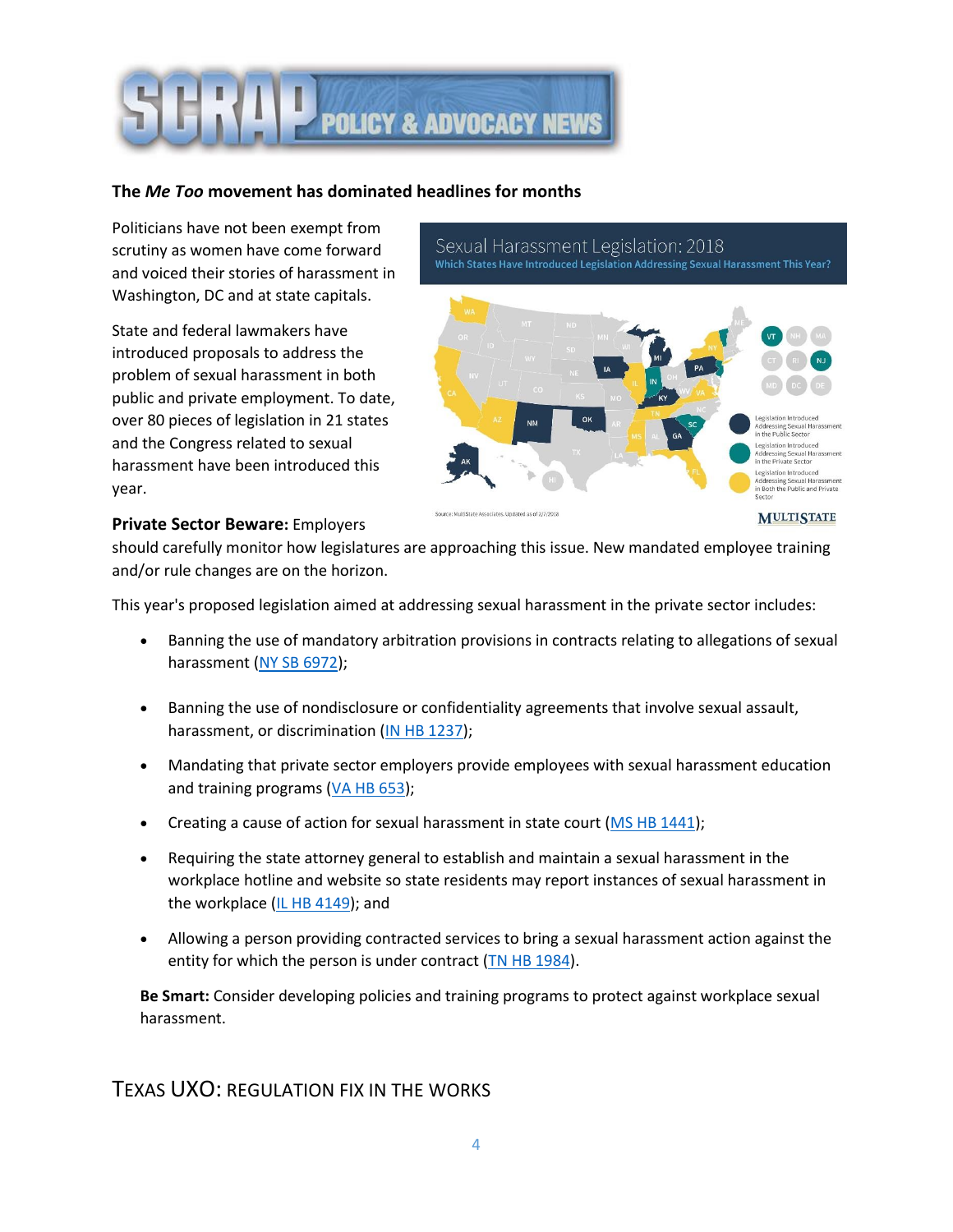# SCRAP POLICY & ADVOCACY NEWS

**The *Me Too* movement has dominated headlines for months**

Politicians have not been exempt from scrutiny as women have come forward and voiced their stories of harassment in Washington, DC and at state capitals.

State and federal lawmakers have introduced proposals to address the problem of sexual harassment in both public and private employment. To date, over 80 pieces of legislation in 21 states and the Congress related to sexual harassment have been introduced this year.

Sexual Harassment Legislation: 2018

Which States Have Introduced Legislation Addressing Sexual Harassment This Year?

Legislation Introduced Addressing Sexual Harassment in the Public Sector

Legislation Introduced Addressing Sexual Harassment in the Private Sector

Legislation Introduced Addressing Sexual Harassment in Both the Public and Private Sector

Source: MultiState Associates. Updated as of 2/7/2018

MULTISTATE

**Private Sector Beware:** Employers should carefully monitor how legislatures are approaching this issue. New mandated employee training and/or rule changes are on the horizon.

This year's proposed legislation aimed at addressing sexual harassment in the private sector includes:

- Banning the use of mandatory arbitration provisions in contracts relating to allegations of sexual harassment (NY SB 6972);
- Banning the use of nondisclosure or confidentiality agreements that involve sexual assault, harassment, or discrimination (IN HB 1237);
- Mandating that private sector employers provide employees with sexual harassment education and training programs (VA HB 653);
- Creating a cause of action for sexual harassment in state court (MS HB 1441);
- Requiring the state attorney general to establish and maintain a sexual harassment in the workplace hotline and website so state residents may report instances of sexual harassment in the workplace (IL HB 4149); and
- Allowing a person providing contracted services to bring a sexual harassment action against the entity for which the person is under contract (TN HB 1984).

**Be Smart:** Consider developing policies and training programs to protect against workplace sexual harassment.

## TEXAS UXO: REGULATION FIX IN THE WORKS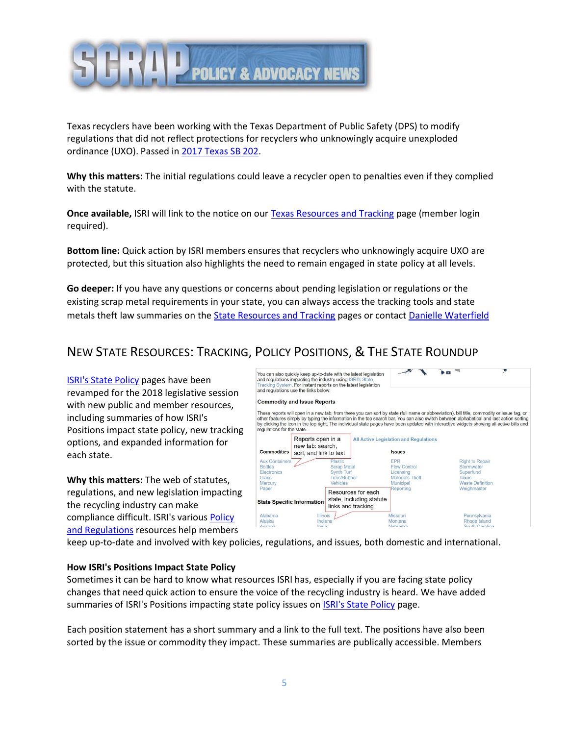Texas recyclers have been working with the Texas Department of Public Safety (DPS) to modify regulations that did not reflect protections for recyclers who unknowingly acquire unexploded ordinance (UXO). Passed in 2017 Texas SB 202.

**Why this matters:** The initial regulations could leave a recycler open to penalties even if they complied with the statute.

**Once available,** ISRI will link to the notice on our Texas Resources and Tracking page (member login required).

**Bottom line:** Quick action by ISRI members ensures that recyclers who unknowingly acquire UXO are protected, but this situation also highlights the need to remain engaged in state policy at all levels.

**Go deeper:** If you have any questions or concerns about pending legislation or regulations or the existing scrap metal requirements in your state, you can always access the tracking tools and state metals theft law summaries on the State Resources and Tracking pages or contact Danielle Waterfield

## New State Resources: Tracking, Policy Positions, & The State Roundup

ISRI's State Policy pages have been revamped for the 2018 legislative session with new public and member resources, including summaries of how ISRI's Positions impact state policy, new tracking options, and expanded information for each state.

**Why this matters:** The web of statutes, regulations, and new legislation impacting the recycling industry can make compliance difficult. ISRI's various Policy and Regulations resources help members keep up-to-date and involved with key policies, regulations, and issues, both domestic and international.

**How ISRI's Positions Impact State Policy**

Sometimes it can be hard to know what resources ISRI has, especially if you are facing state policy changes that need quick action to ensure the voice of the recycling industry is heard. We have added summaries of ISRI's Positions impacting state policy issues on ISRI's State Policy page.

Each position statement has a short summary and a link to the full text. The positions have also been sorted by the issue or commodity they impact. These summaries are publically accessible. Members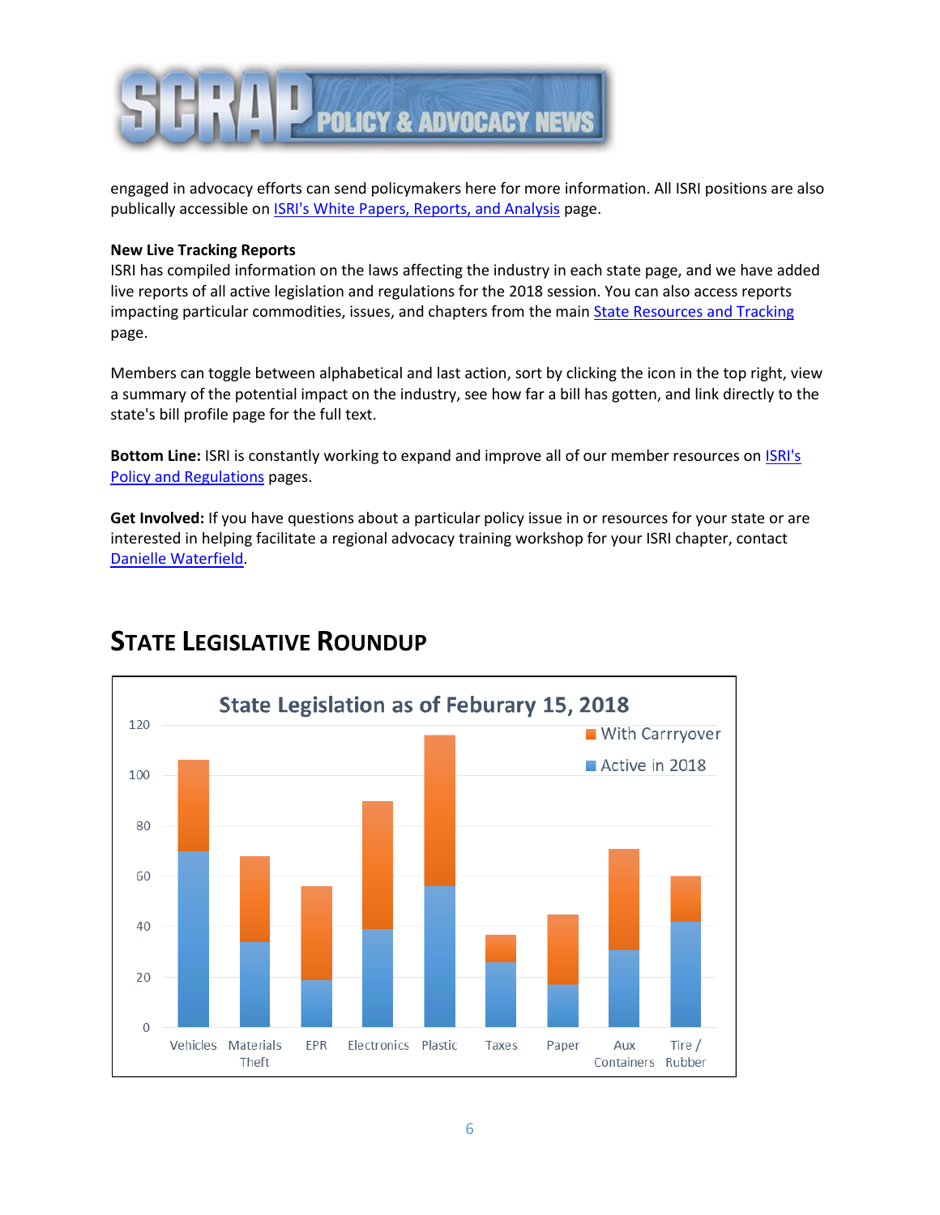engaged in advocacy efforts can send policymakers here for more information. All ISRI positions are also publically accessible on [ISRI's White Papers, Reports, and Analysis](#) page.

**New Live Tracking Reports**
ISRI has compiled information on the laws affecting the industry in each state page, and we have added live reports of all active legislation and regulations for the 2018 session. You can also access reports impacting particular commodities, issues, and chapters from the main [State Resources and Tracking](#) page.

Members can toggle between alphabetical and last action, sort by clicking the icon in the top right, view a summary of the potential impact on the industry, see how far a bill has gotten, and link directly to the state's bill profile page for the full text.

**Bottom Line:** ISRI is constantly working to expand and improve all of our member resources on [ISRI's Policy and Regulations](#) pages.

**Get Involved:** If you have questions about a particular policy issue in or resources for your state or are interested in helping facilitate a regional advocacy training workshop for your ISRI chapter, contact [Danielle Waterfield](#).

## STATE LEGISLATIVE ROUNDUP

**State Legislation as of Feburary 15, 2018**

Legend: With Carrryover; Active in 2018

Categories: Vehicles, Materials Theft, EPR, Electronics, Plastic, Taxes, Paper, Aux Containers, Tire / Rubber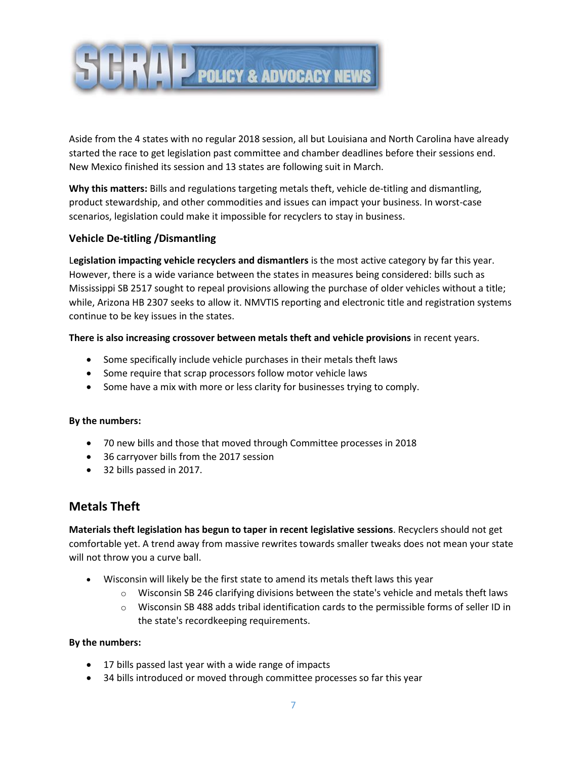Aside from the 4 states with no regular 2018 session, all but Louisiana and North Carolina have already started the race to get legislation past committee and chamber deadlines before their sessions end. New Mexico finished its session and 13 states are following suit in March.

**Why this matters:** Bills and regulations targeting metals theft, vehicle de-titling and dismantling, product stewardship, and other commodities and issues can impact your business. In worst-case scenarios, legislation could make it impossible for recyclers to stay in business.

### Vehicle De-titling /Dismantling

L**egislation impacting vehicle recyclers and dismantlers** is the most active category by far this year. However, there is a wide variance between the states in measures being considered: bills such as Mississippi SB 2517 sought to repeal provisions allowing the purchase of older vehicles without a title; while, Arizona HB 2307 seeks to allow it. NMVTIS reporting and electronic title and registration systems continue to be key issues in the states.

**There is also increasing crossover between metals theft and vehicle provisions** in recent years.

- Some specifically include vehicle purchases in their metals theft laws
- Some require that scrap processors follow motor vehicle laws
- Some have a mix with more or less clarity for businesses trying to comply.

**By the numbers:**

- 70 new bills and those that moved through Committee processes in 2018
- 36 carryover bills from the 2017 session
- 32 bills passed in 2017.

## Metals Theft

**Materials theft legislation has begun to taper in recent legislative sessions**. Recyclers should not get comfortable yet. A trend away from massive rewrites towards smaller tweaks does not mean your state will not throw you a curve ball.

- Wisconsin will likely be the first state to amend its metals theft laws this year
  - Wisconsin SB 246 clarifying divisions between the state's vehicle and metals theft laws
  - Wisconsin SB 488 adds tribal identification cards to the permissible forms of seller ID in the state's recordkeeping requirements.

**By the numbers:**

- 17 bills passed last year with a wide range of impacts
- 34 bills introduced or moved through committee processes so far this year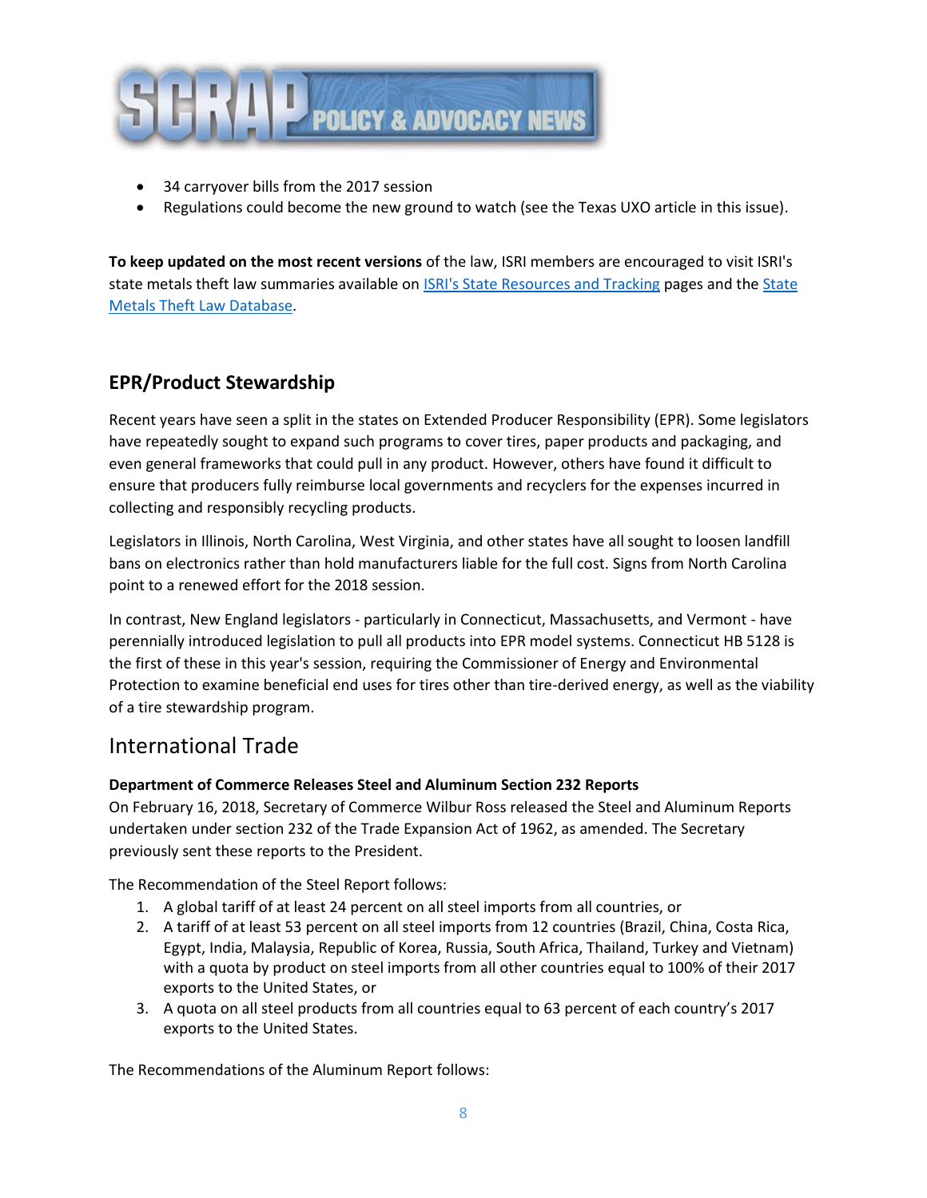- 34 carryover bills from the 2017 session
- Regulations could become the new ground to watch (see the Texas UXO article in this issue).

**To keep updated on the most recent versions** of the law, ISRI members are encouraged to visit ISRI's state metals theft law summaries available on [ISRI's State Resources and Tracking]() pages and the [State Metals Theft Law Database]().

## EPR/Product Stewardship

Recent years have seen a split in the states on Extended Producer Responsibility (EPR). Some legislators have repeatedly sought to expand such programs to cover tires, paper products and packaging, and even general frameworks that could pull in any product. However, others have found it difficult to ensure that producers fully reimburse local governments and recyclers for the expenses incurred in collecting and responsibly recycling products.

Legislators in Illinois, North Carolina, West Virginia, and other states have all sought to loosen landfill bans on electronics rather than hold manufacturers liable for the full cost. Signs from North Carolina point to a renewed effort for the 2018 session.

In contrast, New England legislators - particularly in Connecticut, Massachusetts, and Vermont - have perennially introduced legislation to pull all products into EPR model systems. Connecticut HB 5128 is the first of these in this year's session, requiring the Commissioner of Energy and Environmental Protection to examine beneficial end uses for tires other than tire-derived energy, as well as the viability of a tire stewardship program.

## International Trade

**Department of Commerce Releases Steel and Aluminum Section 232 Reports**
On February 16, 2018, Secretary of Commerce Wilbur Ross released the Steel and Aluminum Reports undertaken under section 232 of the Trade Expansion Act of 1962, as amended. The Secretary previously sent these reports to the President.

The Recommendation of the Steel Report follows:

1. A global tariff of at least 24 percent on all steel imports from all countries, or
2. A tariff of at least 53 percent on all steel imports from 12 countries (Brazil, China, Costa Rica, Egypt, India, Malaysia, Republic of Korea, Russia, South Africa, Thailand, Turkey and Vietnam) with a quota by product on steel imports from all other countries equal to 100% of their 2017 exports to the United States, or
3. A quota on all steel products from all countries equal to 63 percent of each country's 2017 exports to the United States.

The Recommendations of the Aluminum Report follows: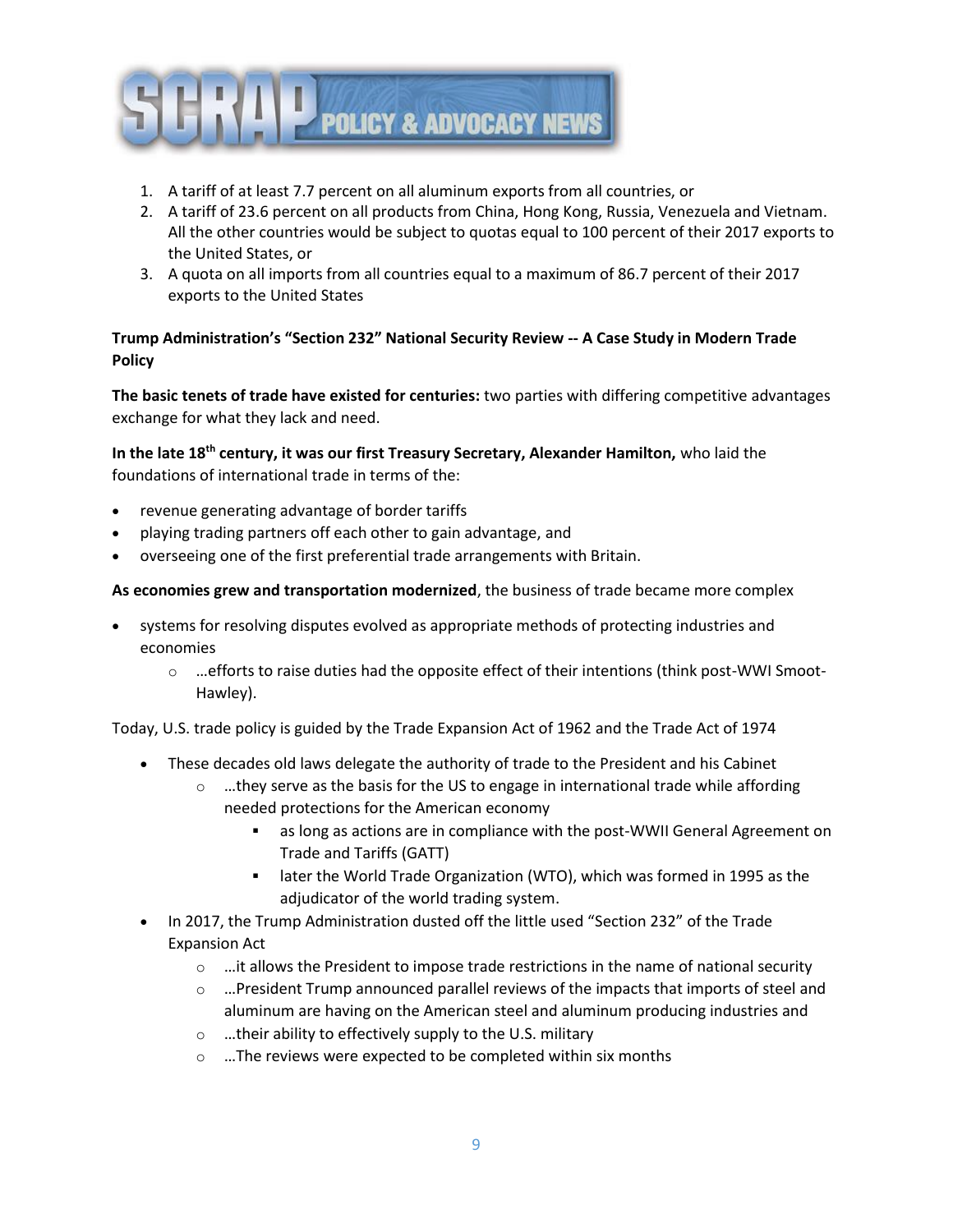1. A tariff of at least 7.7 percent on all aluminum exports from all countries, or
2. A tariff of 23.6 percent on all products from China, Hong Kong, Russia, Venezuela and Vietnam. All the other countries would be subject to quotas equal to 100 percent of their 2017 exports to the United States, or
3. A quota on all imports from all countries equal to a maximum of 86.7 percent of their 2017 exports to the United States

**Trump Administration's "Section 232" National Security Review -- A Case Study in Modern Trade Policy**

**The basic tenets of trade have existed for centuries:** two parties with differing competitive advantages exchange for what they lack and need.

**In the late 18th century, it was our first Treasury Secretary, Alexander Hamilton,** who laid the foundations of international trade in terms of the:

- revenue generating advantage of border tariffs
- playing trading partners off each other to gain advantage, and
- overseeing one of the first preferential trade arrangements with Britain.

**As economies grew and transportation modernized**, the business of trade became more complex

- systems for resolving disputes evolved as appropriate methods of protecting industries and economies
    - …efforts to raise duties had the opposite effect of their intentions (think post-WWI Smoot-Hawley).

Today, U.S. trade policy is guided by the Trade Expansion Act of 1962 and the Trade Act of 1974

- These decades old laws delegate the authority of trade to the President and his Cabinet
    - …they serve as the basis for the US to engage in international trade while affording needed protections for the American economy
        - as long as actions are in compliance with the post-WWII General Agreement on Trade and Tariffs (GATT)
        - later the World Trade Organization (WTO), which was formed in 1995 as the adjudicator of the world trading system.
- In 2017, the Trump Administration dusted off the little used "Section 232" of the Trade Expansion Act
    - …it allows the President to impose trade restrictions in the name of national security
    - …President Trump announced parallel reviews of the impacts that imports of steel and aluminum are having on the American steel and aluminum producing industries and
    - …their ability to effectively supply to the U.S. military
    - …The reviews were expected to be completed within six months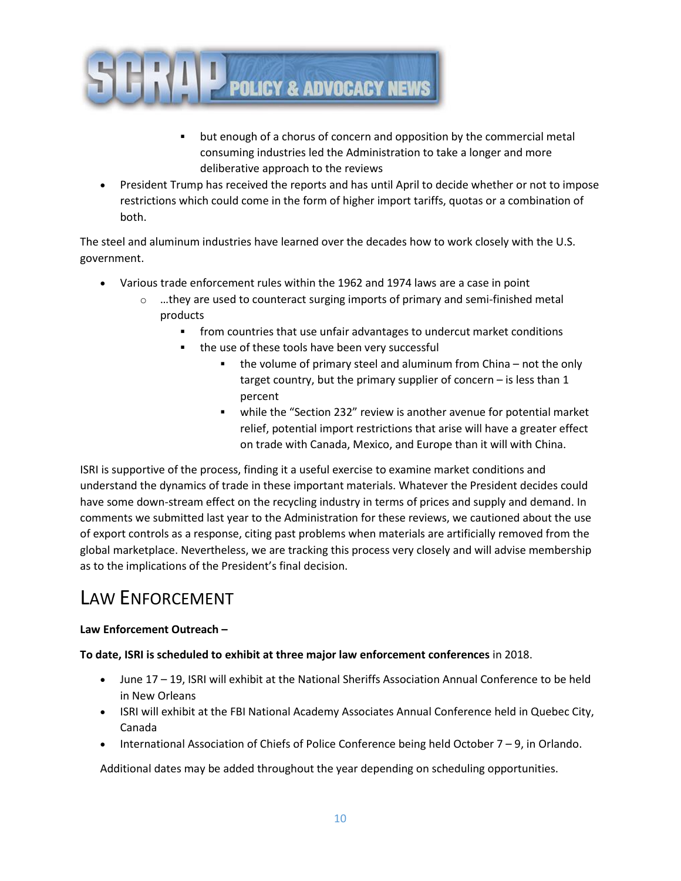- but enough of a chorus of concern and opposition by the commercial metal consuming industries led the Administration to take a longer and more deliberative approach to the reviews

- President Trump has received the reports and has until April to decide whether or not to impose restrictions which could come in the form of higher import tariffs, quotas or a combination of both.

The steel and aluminum industries have learned over the decades how to work closely with the U.S. government.

- Various trade enforcement rules within the 1962 and 1974 laws are a case in point
  - …they are used to counteract surging imports of primary and semi-finished metal products
    - from countries that use unfair advantages to undercut market conditions
    - the use of these tools have been very successful
      - the volume of primary steel and aluminum from China – not the only target country, but the primary supplier of concern – is less than 1 percent
      - while the "Section 232" review is another avenue for potential market relief, potential import restrictions that arise will have a greater effect on trade with Canada, Mexico, and Europe than it will with China.

ISRI is supportive of the process, finding it a useful exercise to examine market conditions and understand the dynamics of trade in these important materials. Whatever the President decides could have some down-stream effect on the recycling industry in terms of prices and supply and demand. In comments we submitted last year to the Administration for these reviews, we cautioned about the use of export controls as a response, citing past problems when materials are artificially removed from the global marketplace. Nevertheless, we are tracking this process very closely and will advise membership as to the implications of the President's final decision.

# Law Enforcement

**Law Enforcement Outreach –**

**To date, ISRI is scheduled to exhibit at three major law enforcement conferences** in 2018.

- June 17 – 19, ISRI will exhibit at the National Sheriffs Association Annual Conference to be held in New Orleans
- ISRI will exhibit at the FBI National Academy Associates Annual Conference held in Quebec City, Canada
- International Association of Chiefs of Police Conference being held October 7 – 9, in Orlando.

Additional dates may be added throughout the year depending on scheduling opportunities.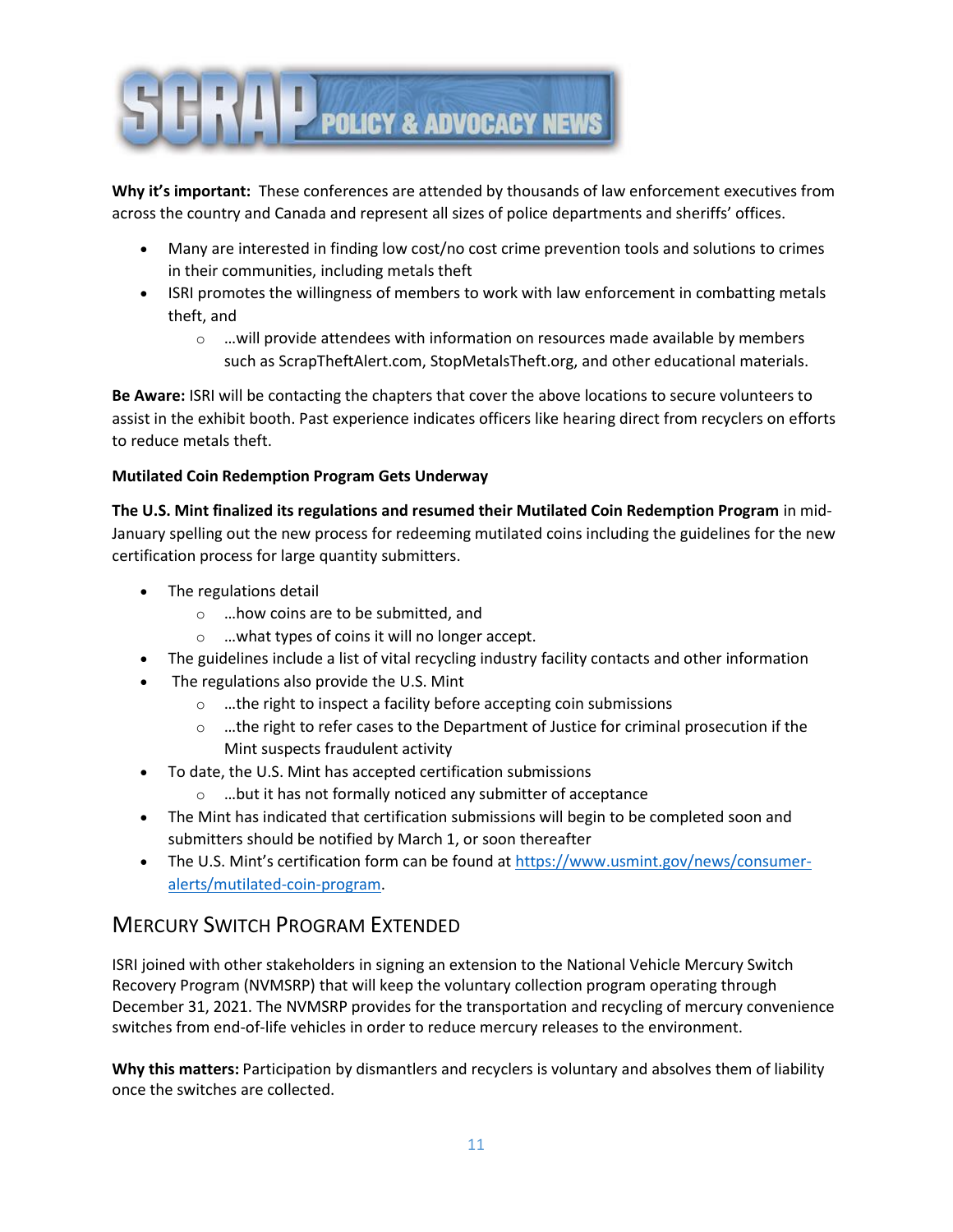**Why it's important:** These conferences are attended by thousands of law enforcement executives from across the country and Canada and represent all sizes of police departments and sheriffs' offices.

- Many are interested in finding low cost/no cost crime prevention tools and solutions to crimes in their communities, including metals theft
- ISRI promotes the willingness of members to work with law enforcement in combatting metals theft, and
  - …will provide attendees with information on resources made available by members such as ScrapTheftAlert.com, StopMetalsTheft.org, and other educational materials.

**Be Aware:** ISRI will be contacting the chapters that cover the above locations to secure volunteers to assist in the exhibit booth. Past experience indicates officers like hearing direct from recyclers on efforts to reduce metals theft.

**Mutilated Coin Redemption Program Gets Underway**

**The U.S. Mint finalized its regulations and resumed their Mutilated Coin Redemption Program** in mid-January spelling out the new process for redeeming mutilated coins including the guidelines for the new certification process for large quantity submitters.

- The regulations detail
  - …how coins are to be submitted, and
  - …what types of coins it will no longer accept.
- The guidelines include a list of vital recycling industry facility contacts and other information
- The regulations also provide the U.S. Mint
  - …the right to inspect a facility before accepting coin submissions
  - …the right to refer cases to the Department of Justice for criminal prosecution if the Mint suspects fraudulent activity
- To date, the U.S. Mint has accepted certification submissions
  - …but it has not formally noticed any submitter of acceptance
- The Mint has indicated that certification submissions will begin to be completed soon and submitters should be notified by March 1, or soon thereafter
- The U.S. Mint's certification form can be found at [https://www.usmint.gov/news/consumer-alerts/mutilated-coin-program](https://www.usmint.gov/news/consumer-alerts/mutilated-coin-program).

## Mercury Switch Program Extended

ISRI joined with other stakeholders in signing an extension to the National Vehicle Mercury Switch Recovery Program (NVMSRP) that will keep the voluntary collection program operating through December 31, 2021. The NVMSRP provides for the transportation and recycling of mercury convenience switches from end-of-life vehicles in order to reduce mercury releases to the environment.

**Why this matters:** Participation by dismantlers and recyclers is voluntary and absolves them of liability once the switches are collected.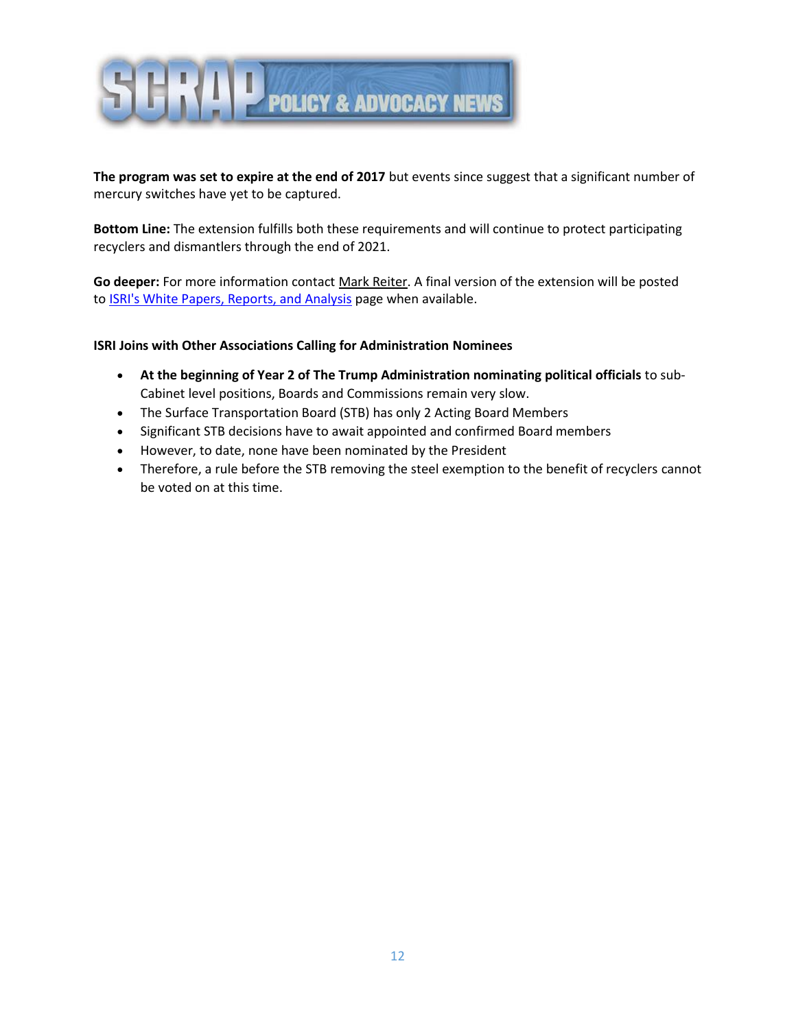**The program was set to expire at the end of 2017** but events since suggest that a significant number of mercury switches have yet to be captured.

**Bottom Line:** The extension fulfills both these requirements and will continue to protect participating recyclers and dismantlers through the end of 2021.

**Go deeper:** For more information contact Mark Reiter. A final version of the extension will be posted to ISRI's White Papers, Reports, and Analysis page when available.

**ISRI Joins with Other Associations Calling for Administration Nominees**

- **At the beginning of Year 2 of The Trump Administration nominating political officials** to sub-Cabinet level positions, Boards and Commissions remain very slow.
- The Surface Transportation Board (STB) has only 2 Acting Board Members
- Significant STB decisions have to await appointed and confirmed Board members
- However, to date, none have been nominated by the President
- Therefore, a rule before the STB removing the steel exemption to the benefit of recyclers cannot be voted on at this time.